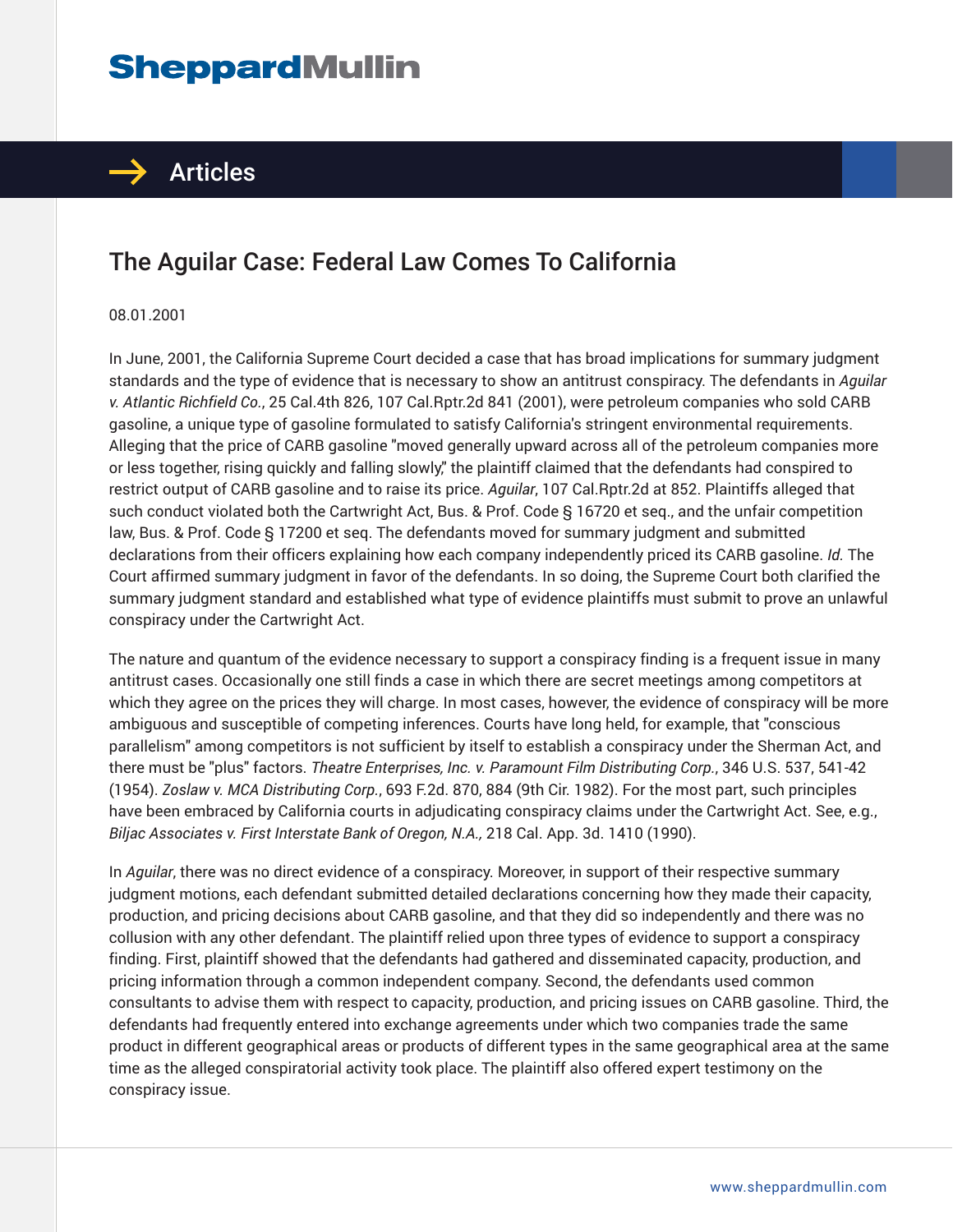# The Aguilar Case: Federal Law Comes To California

08.01.2001

In June, 2001, the California Supreme Court decided a case that has broad implications for summary judgment standards and the type of evidence that is necessary to show an antitrust conspiracy. The defendants in *Aguilar v. Atlantic Richfield Co.*, 25 Cal.4th 826, 107 Cal.Rptr.2d 841 (2001), were petroleum companies who sold CARB gasoline, a unique type of gasoline formulated to satisfy California's stringent environmental requirements. Alleging that the price of CARB gasoline "moved generally upward across all of the petroleum companies more or less together, rising quickly and falling slowly," the plaintiff claimed that the defendants had conspired to restrict output of CARB gasoline and to raise its price. *Aguilar*, 107 Cal.Rptr.2d at 852. Plaintiffs alleged that such conduct violated both the Cartwright Act, Bus. & Prof. Code § 16720 et seq., and the unfair competition law, Bus. & Prof. Code § 17200 et seq. The defendants moved for summary judgment and submitted declarations from their officers explaining how each company independently priced its CARB gasoline. *Id.* The Court affirmed summary judgment in favor of the defendants. In so doing, the Supreme Court both clarified the summary judgment standard and established what type of evidence plaintiffs must submit to prove an unlawful conspiracy under the Cartwright Act.

The nature and quantum of the evidence necessary to support a conspiracy finding is a frequent issue in many antitrust cases. Occasionally one still finds a case in which there are secret meetings among competitors at which they agree on the prices they will charge. In most cases, however, the evidence of conspiracy will be more ambiguous and susceptible of competing inferences. Courts have long held, for example, that "conscious parallelism" among competitors is not sufficient by itself to establish a conspiracy under the Sherman Act, and there must be "plus" factors. *Theatre Enterprises, Inc. v. Paramount Film Distributing Corp.*, 346 U.S. 537, 541-42 (1954). *Zoslaw v. MCA Distributing Corp.*, 693 F.2d. 870, 884 (9th Cir. 1982). For the most part, such principles have been embraced by California courts in adjudicating conspiracy claims under the Cartwright Act. See, e.g., *Biljac Associates v. First Interstate Bank of Oregon, N.A.,* 218 Cal. App. 3d. 1410 (1990).

In *Aguilar*, there was no direct evidence of a conspiracy. Moreover, in support of their respective summary judgment motions, each defendant submitted detailed declarations concerning how they made their capacity, production, and pricing decisions about CARB gasoline, and that they did so independently and there was no collusion with any other defendant. The plaintiff relied upon three types of evidence to support a conspiracy finding. First, plaintiff showed that the defendants had gathered and disseminated capacity, production, and pricing information through a common independent company. Second, the defendants used common consultants to advise them with respect to capacity, production, and pricing issues on CARB gasoline. Third, the defendants had frequently entered into exchange agreements under which two companies trade the same product in different geographical areas or products of different types in the same geographical area at the same time as the alleged conspiratorial activity took place. The plaintiff also offered expert testimony on the conspiracy issue.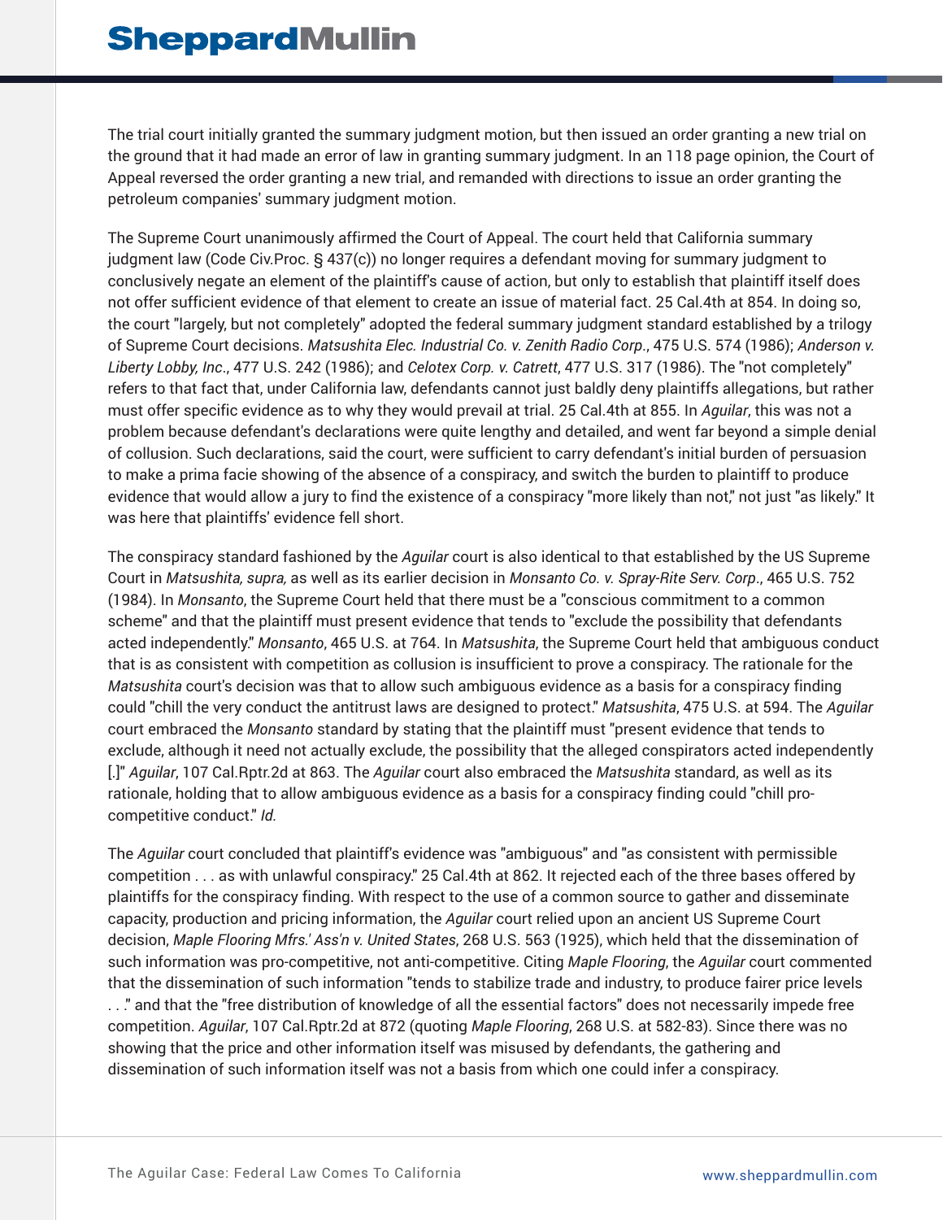The trial court initially granted the summary judgment motion, but then issued an order granting a new trial on the ground that it had made an error of law in granting summary judgment. In an 118 page opinion, the Court of Appeal reversed the order granting a new trial, and remanded with directions to issue an order granting the petroleum companies' summary judgment motion.

The Supreme Court unanimously affirmed the Court of Appeal. The court held that California summary judgment law (Code Civ.Proc. § 437(c)) no longer requires a defendant moving for summary judgment to conclusively negate an element of the plaintiff's cause of action, but only to establish that plaintiff itself does not offer sufficient evidence of that element to create an issue of material fact. 25 Cal.4th at 854. In doing so, the court "largely, but not completely" adopted the federal summary judgment standard established by a trilogy of Supreme Court decisions. *Matsushita Elec. Industrial Co. v. Zenith Radio Corp*., 475 U.S. 574 (1986); *Anderson v. Liberty Lobby, Inc*., 477 U.S. 242 (1986); and *Celotex Corp. v. Catrett*, 477 U.S. 317 (1986). The "not completely" refers to that fact that, under California law, defendants cannot just baldly deny plaintiffs allegations, but rather must offer specific evidence as to why they would prevail at trial. 25 Cal.4th at 855. In *Aguilar*, this was not a problem because defendant's declarations were quite lengthy and detailed, and went far beyond a simple denial of collusion. Such declarations, said the court, were sufficient to carry defendant's initial burden of persuasion to make a prima facie showing of the absence of a conspiracy, and switch the burden to plaintiff to produce evidence that would allow a jury to find the existence of a conspiracy "more likely than not," not just "as likely." It was here that plaintiffs' evidence fell short.

The conspiracy standard fashioned by the *Aguilar* court is also identical to that established by the US Supreme Court in *Matsushita, supra,* as well as its earlier decision in *Monsanto Co. v. Spray-Rite Serv. Corp*., 465 U.S. 752 (1984). In *Monsanto*, the Supreme Court held that there must be a "conscious commitment to a common scheme" and that the plaintiff must present evidence that tends to "exclude the possibility that defendants acted independently." *Monsanto*, 465 U.S. at 764. In *Matsushita*, the Supreme Court held that ambiguous conduct that is as consistent with competition as collusion is insufficient to prove a conspiracy. The rationale for the *Matsushita* court's decision was that to allow such ambiguous evidence as a basis for a conspiracy finding could "chill the very conduct the antitrust laws are designed to protect." *Matsushita*, 475 U.S. at 594. The *Aguilar* court embraced the *Monsanto* standard by stating that the plaintiff must "present evidence that tends to exclude, although it need not actually exclude, the possibility that the alleged conspirators acted independently [.]" *Aguilar*, 107 Cal.Rptr.2d at 863. The *Aguilar* court also embraced the *Matsushita* standard, as well as its rationale, holding that to allow ambiguous evidence as a basis for a conspiracy finding could "chill pro-competitive conduct." *Id.*

The *Aguilar* court concluded that plaintiff's evidence was "ambiguous" and "as consistent with permissible competition . . . as with unlawful conspiracy." 25 Cal.4th at 862. It rejected each of the three bases offered by plaintiffs for the conspiracy finding. With respect to the use of a common source to gather and disseminate capacity, production and pricing information, the *Aguilar* court relied upon an ancient US Supreme Court decision, *Maple Flooring Mfrs.' Ass'n v. United States*, 268 U.S. 563 (1925), which held that the dissemination of such information was pro-competitive, not anti-competitive. Citing *Maple Flooring*, the *Aguilar* court commented that the dissemination of such information "tends to stabilize trade and industry, to produce fairer price levels . . ." and that the "free distribution of knowledge of all the essential factors" does not necessarily impede free competition. *Aguilar*, 107 Cal.Rptr.2d at 872 (quoting *Maple Flooring*, 268 U.S. at 582-83). Since there was no showing that the price and other information itself was misused by defendants, the gathering and dissemination of such information itself was not a basis from which one could infer a conspiracy.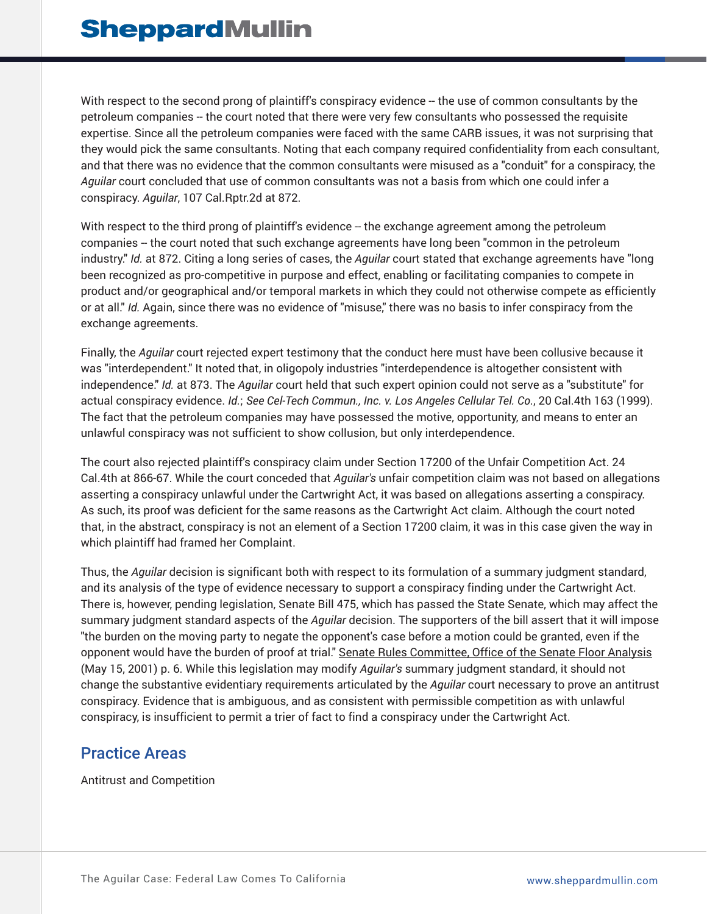With respect to the second prong of plaintiff's conspiracy evidence -- the use of common consultants by the petroleum companies -- the court noted that there were very few consultants who possessed the requisite expertise. Since all the petroleum companies were faced with the same CARB issues, it was not surprising that they would pick the same consultants. Noting that each company required confidentiality from each consultant, and that there was no evidence that the common consultants were misused as a "conduit" for a conspiracy, the *Aguilar* court concluded that use of common consultants was not a basis from which one could infer a conspiracy. *Aguilar*, 107 Cal.Rptr.2d at 872.

With respect to the third prong of plaintiff's evidence -- the exchange agreement among the petroleum companies -- the court noted that such exchange agreements have long been "common in the petroleum industry." *Id.* at 872. Citing a long series of cases, the *Aguilar* court stated that exchange agreements have "long been recognized as pro-competitive in purpose and effect, enabling or facilitating companies to compete in product and/or geographical and/or temporal markets in which they could not otherwise compete as efficiently or at all." *Id.* Again, since there was no evidence of "misuse," there was no basis to infer conspiracy from the exchange agreements.

Finally, the *Aguilar* court rejected expert testimony that the conduct here must have been collusive because it was "interdependent." It noted that, in oligopoly industries "interdependence is altogether consistent with independence." *Id.* at 873. The *Aguilar* court held that such expert opinion could not serve as a "substitute" for actual conspiracy evidence. *Id.*; *See Cel-Tech Commun., Inc. v. Los Angeles Cellular Tel. Co.*, 20 Cal.4th 163 (1999). The fact that the petroleum companies may have possessed the motive, opportunity, and means to enter an unlawful conspiracy was not sufficient to show collusion, but only interdependence.

The court also rejected plaintiff's conspiracy claim under Section 17200 of the Unfair Competition Act. 24 Cal.4th at 866-67. While the court conceded that *Aguilar's* unfair competition claim was not based on allegations asserting a conspiracy unlawful under the Cartwright Act, it was based on allegations asserting a conspiracy. As such, its proof was deficient for the same reasons as the Cartwright Act claim. Although the court noted that, in the abstract, conspiracy is not an element of a Section 17200 claim, it was in this case given the way in which plaintiff had framed her Complaint.

Thus, the *Aguilar* decision is significant both with respect to its formulation of a summary judgment standard, and its analysis of the type of evidence necessary to support a conspiracy finding under the Cartwright Act. There is, however, pending legislation, Senate Bill 475, which has passed the State Senate, which may affect the summary judgment standard aspects of the *Aguilar* decision. The supporters of the bill assert that it will impose "the burden on the moving party to negate the opponent's case before a motion could be granted, even if the opponent would have the burden of proof at trial." Senate Rules Committee, Office of the Senate Floor Analysis (May 15, 2001) p. 6. While this legislation may modify *Aguilar's* summary judgment standard, it should not change the substantive evidentiary requirements articulated by the *Aguilar* court necessary to prove an antitrust conspiracy. Evidence that is ambiguous, and as consistent with permissible competition as with unlawful conspiracy, is insufficient to permit a trier of fact to find a conspiracy under the Cartwright Act.

## Practice Areas

Antitrust and Competition